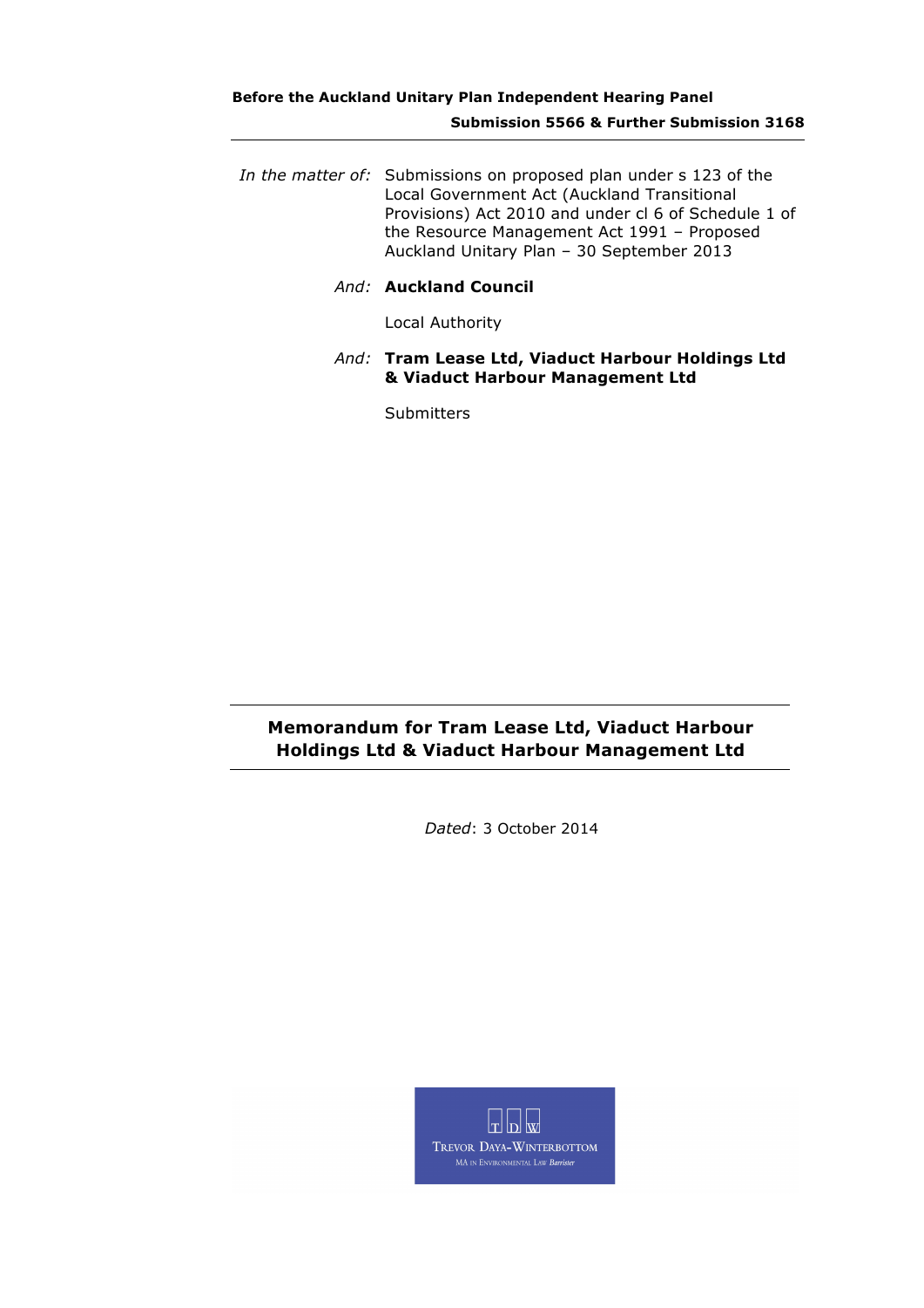**Before the Auckland Unitary Plan Independent Hearing Panel**

**Submission 5566 & Further Submission 3168**

---

*In the matter of:* Submissions on proposed plan under s 123 of the Local Government Act (Auckland Transitional Provisions) Act 2010 and under cl 6 of Schedule 1 of the Resource Management Act 1991 – Proposed Auckland Unitary Plan – 30 September 2013

*And:* **Auckland Council**

Local Authority

*And:* **Tram Lease Ltd, Viaduct Harbour Holdings Ltd & Viaduct Harbour Management Ltd**

Submitters

---

# Memorandum for Tram Lease Ltd, Viaduct Harbour Holdings Ltd & Viaduct Harbour Management Ltd

---

*Dated*: 3 October 2014

T D W

TREVOR DAYA-WINTERBOTTOM

MA IN ENVIRONMENTAL LAW *Barrister*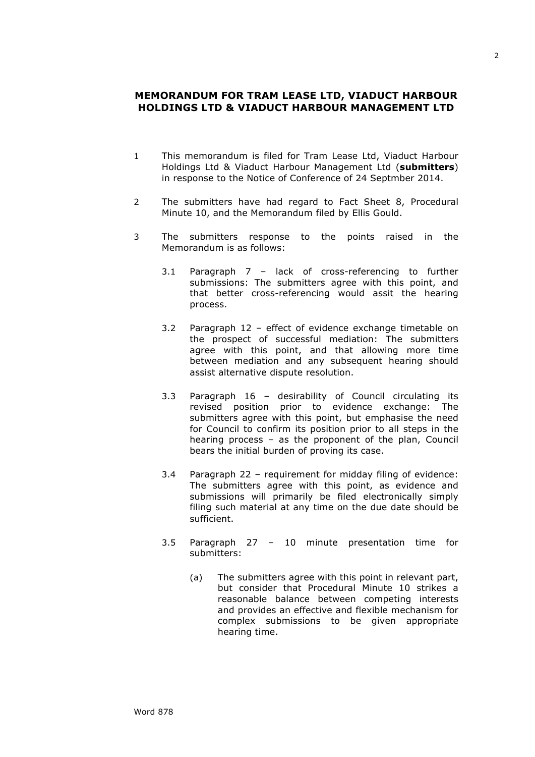## MEMORANDUM FOR TRAM LEASE LTD, VIADUCT HARBOUR HOLDINGS LTD & VIADUCT HARBOUR MANAGEMENT LTD

1 This memorandum is filed for Tram Lease Ltd, Viaduct Harbour Holdings Ltd & Viaduct Harbour Management Ltd (**submitters**) in response to the Notice of Conference of 24 Septmber 2014.

2 The submitters have had regard to Fact Sheet 8, Procedural Minute 10, and the Memorandum filed by Ellis Gould.

3 The submitters response to the points raised in the Memorandum is as follows:

3.1 Paragraph 7 – lack of cross-referencing to further submissions: The submitters agree with this point, and that better cross-referencing would assit the hearing process.

3.2 Paragraph 12 – effect of evidence exchange timetable on the prospect of successful mediation: The submitters agree with this point, and that allowing more time between mediation and any subsequent hearing should assist alternative dispute resolution.

3.3 Paragraph 16 – desirability of Council circulating its revised position prior to evidence exchange: The submitters agree with this point, but emphasise the need for Council to confirm its position prior to all steps in the hearing process – as the proponent of the plan, Council bears the initial burden of proving its case.

3.4 Paragraph 22 – requirement for midday filing of evidence: The submitters agree with this point, as evidence and submissions will primarily be filed electronically simply filing such material at any time on the due date should be sufficient.

3.5 Paragraph 27 – 10 minute presentation time for submitters:

(a) The submitters agree with this point in relevant part, but consider that Procedural Minute 10 strikes a reasonable balance between competing interests and provides an effective and flexible mechanism for complex submissions to be given appropriate hearing time.

Word 878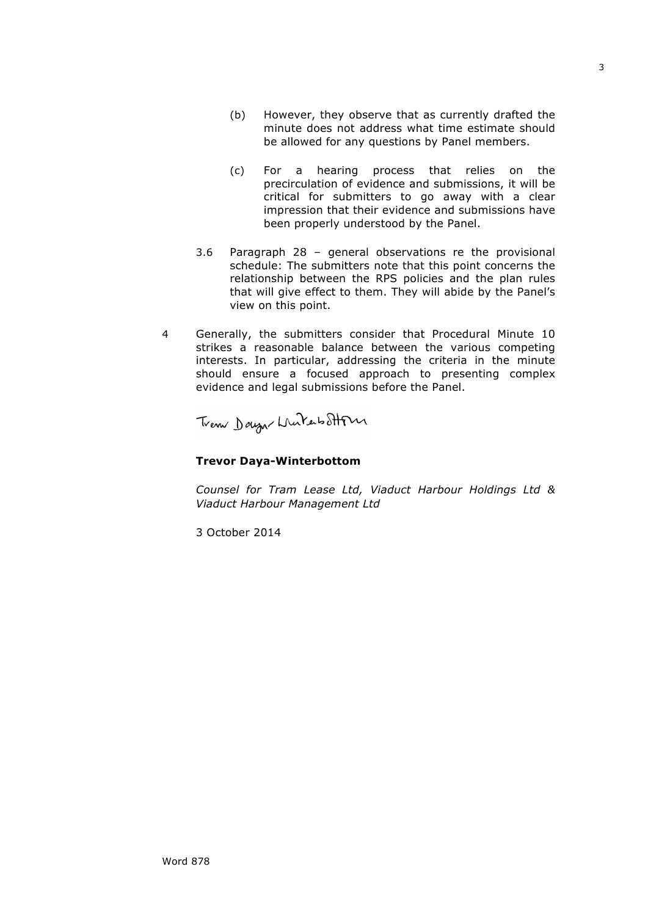(b) However, they observe that as currently drafted the minute does not address what time estimate should be allowed for any questions by Panel members.

(c) For a hearing process that relies on the precirculation of evidence and submissions, it will be critical for submitters to go away with a clear impression that their evidence and submissions have been properly understood by the Panel.

3.6 Paragraph 28 – general observations re the provisional schedule: The submitters note that this point concerns the relationship between the RPS policies and the plan rules that will give effect to them. They will abide by the Panel's view on this point.

4 Generally, the submitters consider that Procedural Minute 10 strikes a reasonable balance between the various competing interests. In particular, addressing the criteria in the minute should ensure a focused approach to presenting complex evidence and legal submissions before the Panel.

Trevor Daya-Winterbottom

**Trevor Daya-Winterbottom**

*Counsel for Tram Lease Ltd, Viaduct Harbour Holdings Ltd & Viaduct Harbour Management Ltd*

3 October 2014

Word 878